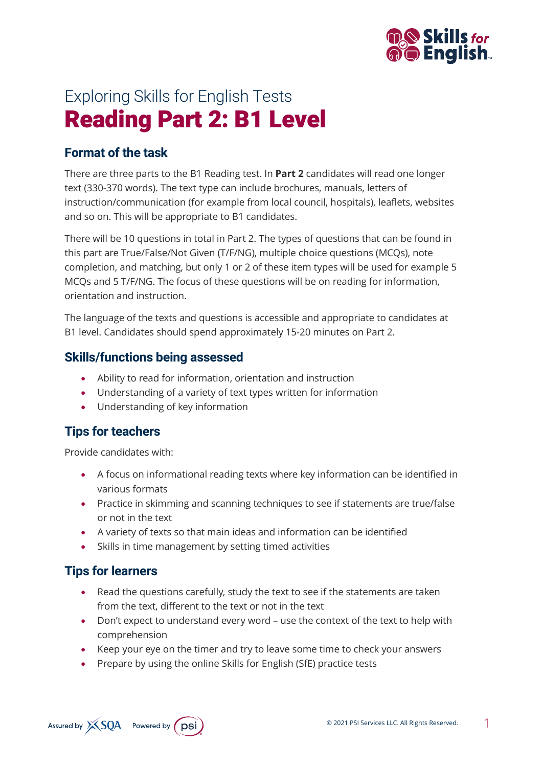Exploring Skills for English Tests

# Reading Part 2: B1 Level

## Format of the task

There are three parts to the B1 Reading test. In **Part 2** candidates will read one longer text (330-370 words). The text type can include brochures, manuals, letters of instruction/communication (for example from local council, hospitals), leaflets, websites and so on. This will be appropriate to B1 candidates.

There will be 10 questions in total in Part 2. The types of questions that can be found in this part are True/False/Not Given (T/F/NG), multiple choice questions (MCQs), note completion, and matching, but only 1 or 2 of these item types will be used for example 5 MCQs and 5 T/F/NG. The focus of these questions will be on reading for information, orientation and instruction.

The language of the texts and questions is accessible and appropriate to candidates at B1 level. Candidates should spend approximately 15-20 minutes on Part 2.

## Skills/functions being assessed

- Ability to read for information, orientation and instruction
- Understanding of a variety of text types written for information
- Understanding of key information

## Tips for teachers

Provide candidates with:

- A focus on informational reading texts where key information can be identified in various formats
- Practice in skimming and scanning techniques to see if statements are true/false or not in the text
- A variety of texts so that main ideas and information can be identified
- Skills in time management by setting timed activities

## Tips for learners

- Read the questions carefully, study the text to see if the statements are taken from the text, different to the text or not in the text
- Don't expect to understand every word – use the context of the text to help with comprehension
- Keep your eye on the timer and try to leave some time to check your answers
- Prepare by using the online Skills for English (SfE) practice tests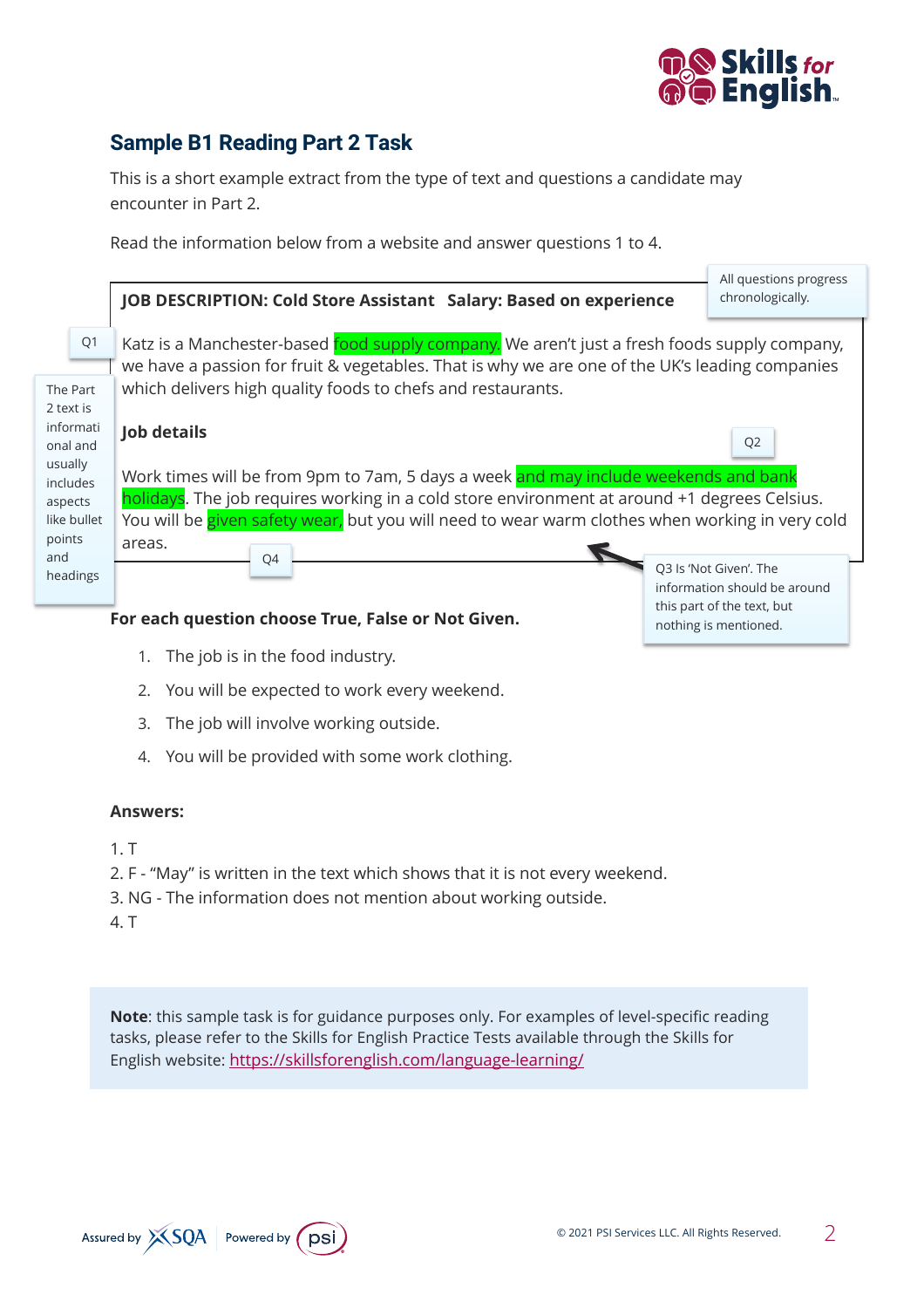## Sample B1 Reading Part 2 Task

This is a short example extract from the type of text and questions a candidate may encounter in Part 2.

Read the information below from a website and answer questions 1 to 4.

> All questions progress chronologically.

**JOB DESCRIPTION: Cold Store Assistant Salary: Based on experience**

> The Part 2 text is informational and usually includes aspects like bullet points and headings

Q1

Katz is a Manchester-based food supply company. We aren't just a fresh foods supply company, we have a passion for fruit & vegetables. That is why we are one of the UK's leading companies which delivers high quality foods to chefs and restaurants.

**Job details**

Q2

Work times will be from 9pm to 7am, 5 days a week and may include weekends and bank holidays. The job requires working in a cold store environment at around +1 degrees Celsius. You will be given safety wear, but you will need to wear warm clothes when working in very cold areas.

Q4

> Q3 Is 'Not Given'. The information should be around this part of the text, but nothing is mentioned.

**For each question choose True, False or Not Given.**

1. The job is in the food industry.
2. You will be expected to work every weekend.
3. The job will involve working outside.
4. You will be provided with some work clothing.

**Answers:**

1. T
2. F - "May" is written in the text which shows that it is not every weekend.
3. NG - The information does not mention about working outside.
4. T

**Note**: this sample task is for guidance purposes only. For examples of level-specific reading tasks, please refer to the Skills for English Practice Tests available through the Skills for English website: https://skillsforenglish.com/language-learning/